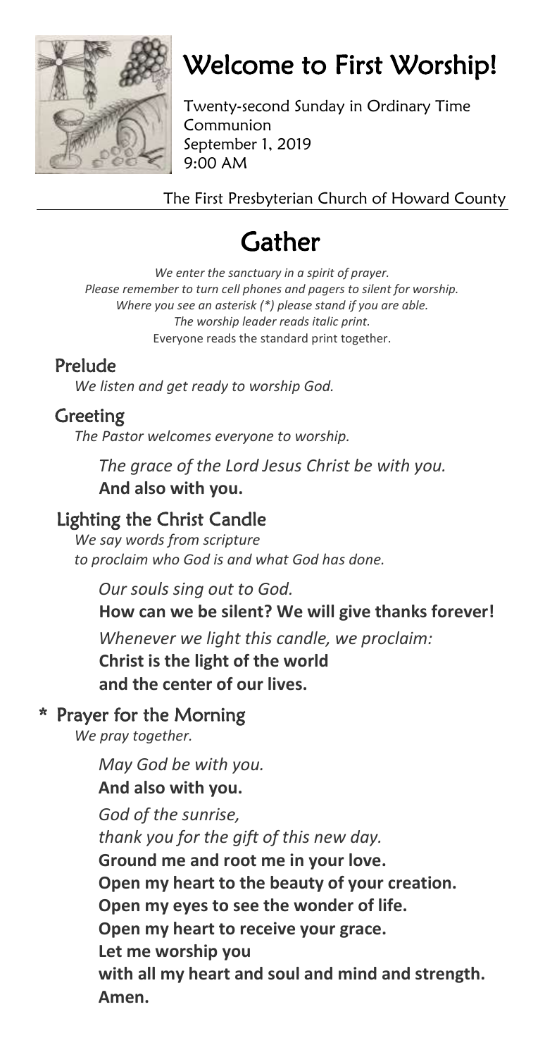# Welcome to First Worship!

Twenty-second Sunday in Ordinary Time
Communion
September 1, 2019
9:00 AM

The First Presbyterian Church of Howard County

# Gather

*We enter the sanctuary in a spirit of prayer.*
*Please remember to turn cell phones and pagers to silent for worship.*
*Where you see an asterisk (*) please stand if you are able.*
*The worship leader reads italic print.*
Everyone reads the standard print together.

### Prelude

*We listen and get ready to worship God.*

### Greeting

*The Pastor welcomes everyone to worship.*

*The grace of the Lord Jesus Christ be with you.*
**And also with you.**

### Lighting the Christ Candle

*We say words from scripture*
*to proclaim who God is and what God has done.*

*Our souls sing out to God.*
**How can we be silent? We will give thanks forever!**

*Whenever we light this candle, we proclaim:*
**Christ is the light of the world**
**and the center of our lives.**

### * Prayer for the Morning

*We pray together.*

*May God be with you.*
**And also with you.**

*God of the sunrise,*
*thank you for the gift of this new day.*
**Ground me and root me in your love.**
**Open my heart to the beauty of your creation.**
**Open my eyes to see the wonder of life.**
**Open my heart to receive your grace.**
**Let me worship you**
**with all my heart and soul and mind and strength.**
**Amen.**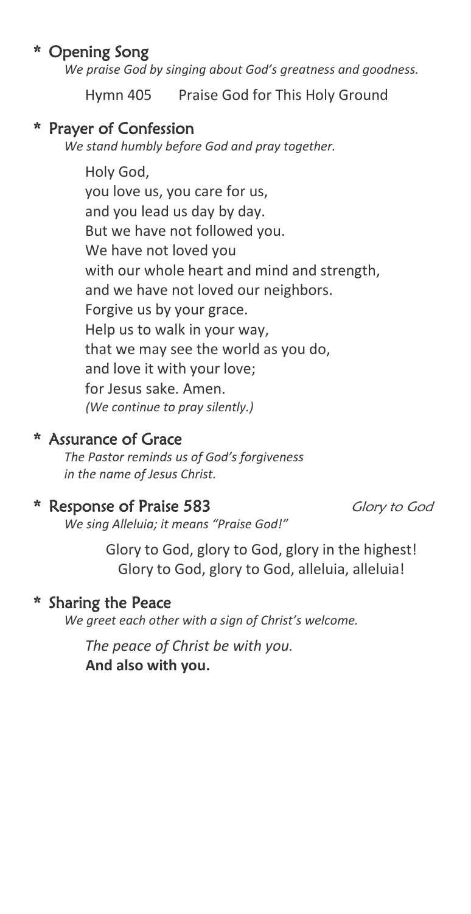## * Opening Song

*We praise God by singing about God's greatness and goodness.*

Hymn 405 Praise God for This Holy Ground

## * Prayer of Confession

*We stand humbly before God and pray together.*

Holy God,
you love us, you care for us,
and you lead us day by day.
But we have not followed you.
We have not loved you
with our whole heart and mind and strength,
and we have not loved our neighbors.
Forgive us by your grace.
Help us to walk in your way,
that we may see the world as you do,
and love it with your love;
for Jesus sake. Amen.
*(We continue to pray silently.)*

## * Assurance of Grace

*The Pastor reminds us of God's forgiveness in the name of Jesus Christ.*

## * Response of Praise 583 *Glory to God*

*We sing Alleluia; it means "Praise God!"*

Glory to God, glory to God, glory in the highest!
Glory to God, glory to God, alleluia, alleluia!

## * Sharing the Peace

*We greet each other with a sign of Christ's welcome.*

*The peace of Christ be with you.*
**And also with you.**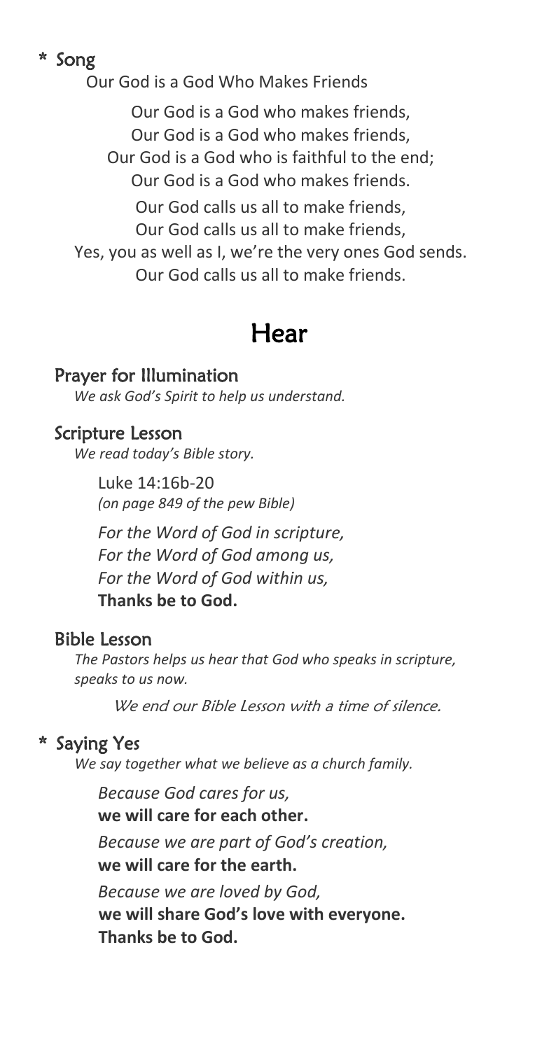## \* Song

Our God is a God Who Makes Friends

Our God is a God who makes friends,
Our God is a God who makes friends,
Our God is a God who is faithful to the end;
Our God is a God who makes friends.

Our God calls us all to make friends,
Our God calls us all to make friends,
Yes, you as well as I, we're the very ones God sends.
Our God calls us all to make friends.

# Hear

## Prayer for Illumination

*We ask God's Spirit to help us understand.*

## Scripture Lesson

*We read today's Bible story.*

Luke 14:16b-20
*(on page 849 of the pew Bible)*

*For the Word of God in scripture,*
*For the Word of God among us,*
*For the Word of God within us,*
**Thanks be to God.**

## Bible Lesson

*The Pastors helps us hear that God who speaks in scripture, speaks to us now.*

*We end our Bible Lesson with a time of silence.*

## \* Saying Yes

*We say together what we believe as a church family.*

*Because God cares for us,*
**we will care for each other.**

*Because we are part of God's creation,*
**we will care for the earth.**

*Because we are loved by God,*
**we will share God's love with everyone.**
**Thanks be to God.**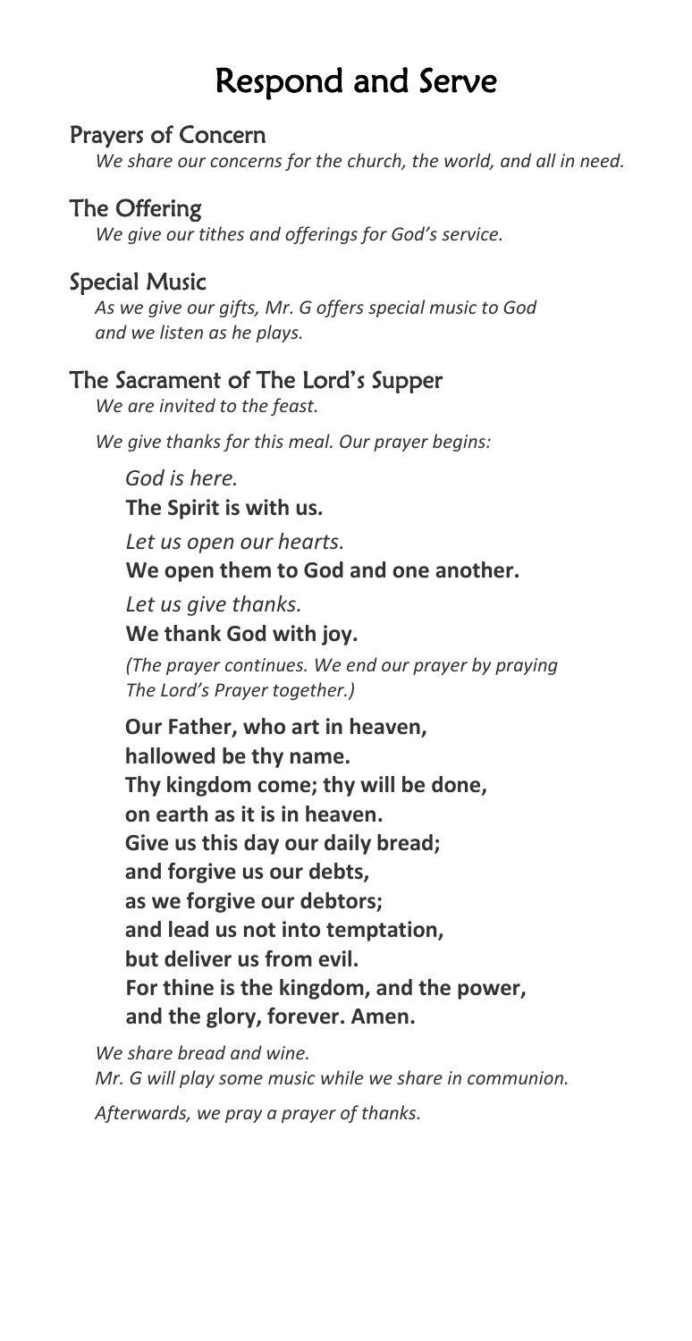# Respond and Serve

## Prayers of Concern

*We share our concerns for the church, the world, and all in need.*

## The Offering

*We give our tithes and offerings for God's service.*

## Special Music

*As we give our gifts, Mr. G offers special music to God and we listen as he plays.*

## The Sacrament of The Lord's Supper

*We are invited to the feast.*

*We give thanks for this meal. Our prayer begins:*

*God is here.*
**The Spirit is with us.**

*Let us open our hearts.*
**We open them to God and one another.**

*Let us give thanks.*
**We thank God with joy.**

*(The prayer continues. We end our prayer by praying The Lord's Prayer together.)*

**Our Father, who art in heaven,**
**hallowed be thy name.**
**Thy kingdom come; thy will be done,**
**on earth as it is in heaven.**
**Give us this day our daily bread;**
**and forgive us our debts,**
**as we forgive our debtors;**
**and lead us not into temptation,**
**but deliver us from evil.**
**For thine is the kingdom, and the power,**
**and the glory, forever. Amen.**

*We share bread and wine.*
*Mr. G will play some music while we share in communion.*

*Afterwards, we pray a prayer of thanks.*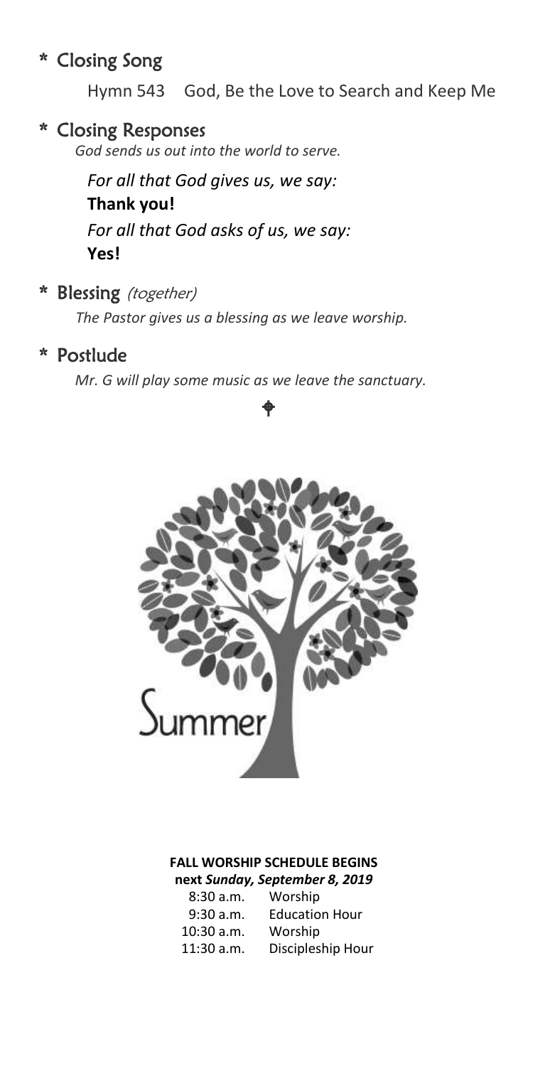## \* Closing Song

Hymn 543 God, Be the Love to Search and Keep Me

## \* Closing Responses

*God sends us out into the world to serve.*

*For all that God gives us, we say:*
**Thank you!**
*For all that God asks of us, we say:*
**Yes!**

## \* Blessing *(together)*

*The Pastor gives us a blessing as we leave worship.*

## \* Postlude

*Mr. G will play some music as we leave the sanctuary.*

Summer

**FALL WORSHIP SCHEDULE BEGINS**
**next *Sunday, September 8, 2019***

| | |
|---|---|
| 8:30 a.m. | Worship |
| 9:30 a.m. | Education Hour |
| 10:30 a.m. | Worship |
| 11:30 a.m. | Discipleship Hour |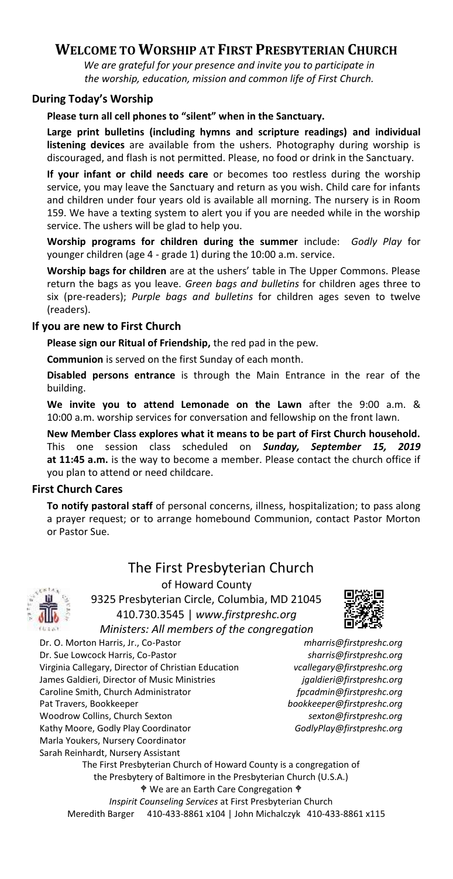# Welcome to Worship at First Presbyterian Church

*We are grateful for your presence and invite you to participate in the worship, education, mission and common life of First Church.*

## During Today's Worship

**Please turn all cell phones to "silent" when in the Sanctuary.**

**Large print bulletins (including hymns and scripture readings) and individual listening devices** are available from the ushers. Photography during worship is discouraged, and flash is not permitted. Please, no food or drink in the Sanctuary.

**If your infant or child needs care** or becomes too restless during the worship service, you may leave the Sanctuary and return as you wish. Child care for infants and children under four years old is available all morning. The nursery is in Room 159. We have a texting system to alert you if you are needed while in the worship service. The ushers will be glad to help you.

**Worship programs for children during the summer** include: *Godly Play* for younger children (age 4 - grade 1) during the 10:00 a.m. service.

**Worship bags for children** are at the ushers' table in The Upper Commons. Please return the bags as you leave. *Green bags and bulletins* for children ages three to six (pre-readers); *Purple bags and bulletins* for children ages seven to twelve (readers).

## If you are new to First Church

**Please sign our Ritual of Friendship,** the red pad in the pew.

**Communion** is served on the first Sunday of each month.

**Disabled persons entrance** is through the Main Entrance in the rear of the building.

**We invite you to attend Lemonade on the Lawn** after the 9:00 a.m. & 10:00 a.m. worship services for conversation and fellowship on the front lawn.

**New Member Class explores what it means to be part of First Church household.** This one session class scheduled on ***Sunday, September 15, 2019* at 11:45 a.m.** is the way to become a member. Please contact the church office if you plan to attend or need childcare.

## First Church Cares

**To notify pastoral staff** of personal concerns, illness, hospitalization; to pass along a prayer request; or to arrange homebound Communion, contact Pastor Morton or Pastor Sue.

## The First Presbyterian Church

of Howard County
9325 Presbyterian Circle, Columbia, MD 21045
410.730.3545 | *www.firstpreshc.org*
*Ministers: All members of the congregation*

| | |
|---|---|
| Dr. O. Morton Harris, Jr., Co-Pastor | *mharris@firstpreshc.org* |
| Dr. Sue Lowcock Harris, Co-Pastor | *sharris@firstpreshc.org* |
| Virginia Callegary, Director of Christian Education | *vcallegary@firstpreshc.org* |
| James Galdieri, Director of Music Ministries | *jgaldieri@firstpreshc.org* |
| Caroline Smith, Church Administrator | *fpcadmin@firstpreshc.org* |
| Pat Travers, Bookkeeper | *bookkeeper@firstpreshc.org* |
| Woodrow Collins, Church Sexton | *sexton@firstpreshc.org* |
| Kathy Moore, Godly Play Coordinator | *GodlyPlay@firstpreshc.org* |
| Marla Youkers, Nursery Coordinator | |
| Sarah Reinhardt, Nursery Assistant | |

The First Presbyterian Church of Howard County is a congregation of the Presbytery of Baltimore in the Presbyterian Church (U.S.A.)

♆ We are an Earth Care Congregation ♆

*Inspirit Counseling Services* at First Presbyterian Church

Meredith Barger 410-433-8861 x104 | John Michalczyk 410-433-8861 x115